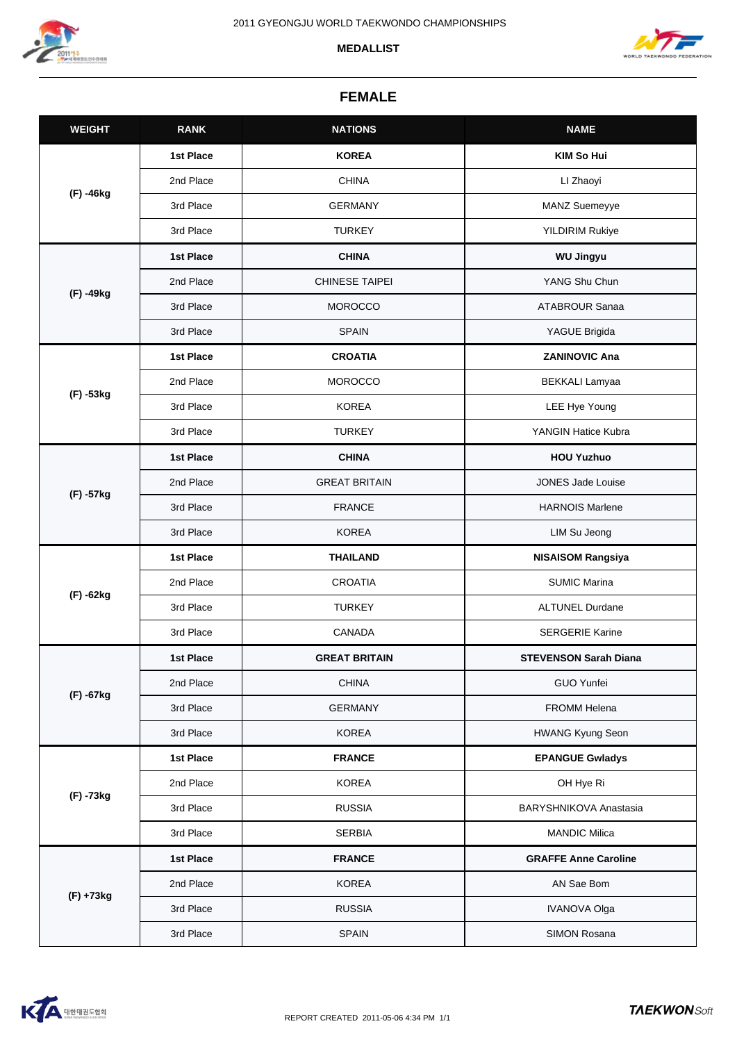2011 GYEONGJU WORLD TAEKWONDO CHAMPIONSHIPS

**MEDALLIST**

## FEMALE

| WEIGHT | RANK | NATIONS | NAME |
|---|---|---|---|
| (F) -46kg | **1st Place** | **KOREA** | **KIM So Hui** |
| | 2nd Place | CHINA | LI Zhaoyi |
| | 3rd Place | GERMANY | MANZ Suemeyye |
| | 3rd Place | TURKEY | YILDIRIM Rukiye |
| (F) -49kg | **1st Place** | **CHINA** | **WU Jingyu** |
| | 2nd Place | CHINESE TAIPEI | YANG Shu Chun |
| | 3rd Place | MOROCCO | ATABROUR Sanaa |
| | 3rd Place | SPAIN | YAGUE Brigida |
| (F) -53kg | **1st Place** | **CROATIA** | **ZANINOVIC Ana** |
| | 2nd Place | MOROCCO | BEKKALI Lamyaa |
| | 3rd Place | KOREA | LEE Hye Young |
| | 3rd Place | TURKEY | YANGIN Hatice Kubra |
| (F) -57kg | **1st Place** | **CHINA** | **HOU Yuzhuo** |
| | 2nd Place | GREAT BRITAIN | JONES Jade Louise |
| | 3rd Place | FRANCE | HARNOIS Marlene |
| | 3rd Place | KOREA | LIM Su Jeong |
| (F) -62kg | **1st Place** | **THAILAND** | **NISAISOM Rangsiya** |
| | 2nd Place | CROATIA | SUMIC Marina |
| | 3rd Place | TURKEY | ALTUNEL Durdane |
| | 3rd Place | CANADA | SERGERIE Karine |
| (F) -67kg | **1st Place** | **GREAT BRITAIN** | **STEVENSON Sarah Diana** |
| | 2nd Place | CHINA | GUO Yunfei |
| | 3rd Place | GERMANY | FROMM Helena |
| | 3rd Place | KOREA | HWANG Kyung Seon |
| (F) -73kg | **1st Place** | **FRANCE** | **EPANGUE Gwladys** |
| | 2nd Place | KOREA | OH Hye Ri |
| | 3rd Place | RUSSIA | BARYSHNIKOVA Anastasia |
| | 3rd Place | SERBIA | MANDIC Milica |
| (F) +73kg | **1st Place** | **FRANCE** | **GRAFFE Anne Caroline** |
| | 2nd Place | KOREA | AN Sae Bom |
| | 3rd Place | RUSSIA | IVANOVA Olga |
| | 3rd Place | SPAIN | SIMON Rosana |

REPORT CREATED 2011-05-06 4:34 PM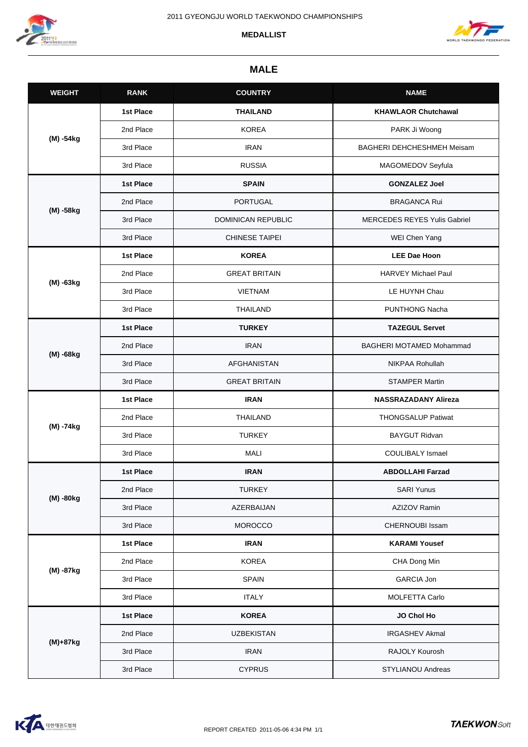2011 GYEONGJU WORLD TAEKWONDO CHAMPIONSHIPS

**MEDALLIST**

## MALE

| WEIGHT | RANK | COUNTRY | NAME |
|---|---|---|---|
| (M) -54kg | **1st Place** | **THAILAND** | **KHAWLAOR Chutchawal** |
| | 2nd Place | KOREA | PARK Ji Woong |
| | 3rd Place | IRAN | BAGHERI DEHCHESHMEH Meisam |
| | 3rd Place | RUSSIA | MAGOMEDOV Seyfula |
| (M) -58kg | **1st Place** | **SPAIN** | **GONZALEZ Joel** |
| | 2nd Place | PORTUGAL | BRAGANCA Rui |
| | 3rd Place | DOMINICAN REPUBLIC | MERCEDES REYES Yulis Gabriel |
| | 3rd Place | CHINESE TAIPEI | WEI Chen Yang |
| (M) -63kg | **1st Place** | **KOREA** | **LEE Dae Hoon** |
| | 2nd Place | GREAT BRITAIN | HARVEY Michael Paul |
| | 3rd Place | VIETNAM | LE HUYNH Chau |
| | 3rd Place | THAILAND | PUNTHONG Nacha |
| (M) -68kg | **1st Place** | **TURKEY** | **TAZEGUL Servet** |
| | 2nd Place | IRAN | BAGHERI MOTAMED Mohammad |
| | 3rd Place | AFGHANISTAN | NIKPAA Rohullah |
| | 3rd Place | GREAT BRITAIN | STAMPER Martin |
| (M) -74kg | **1st Place** | **IRAN** | **NASSRAZADANY Alireza** |
| | 2nd Place | THAILAND | THONGSALUP Patiwat |
| | 3rd Place | TURKEY | BAYGUT Ridvan |
| | 3rd Place | MALI | COULIBALY Ismael |
| (M) -80kg | **1st Place** | **IRAN** | **ABDOLLAHI Farzad** |
| | 2nd Place | TURKEY | SARI Yunus |
| | 3rd Place | AZERBAIJAN | AZIZOV Ramin |
| | 3rd Place | MOROCCO | CHERNOUBI Issam |
| (M) -87kg | **1st Place** | **IRAN** | **KARAMI Yousef** |
| | 2nd Place | KOREA | CHA Dong Min |
| | 3rd Place | SPAIN | GARCIA Jon |
| | 3rd Place | ITALY | MOLFETTA Carlo |
| (M)+87kg | **1st Place** | **KOREA** | **JO Chol Ho** |
| | 2nd Place | UZBEKISTAN | IRGASHEV Akmal |
| | 3rd Place | IRAN | RAJOLY Kourosh |
| | 3rd Place | CYPRUS | STYLIANOU Andreas |

REPORT CREATED 2011-05-06 4:34 PM